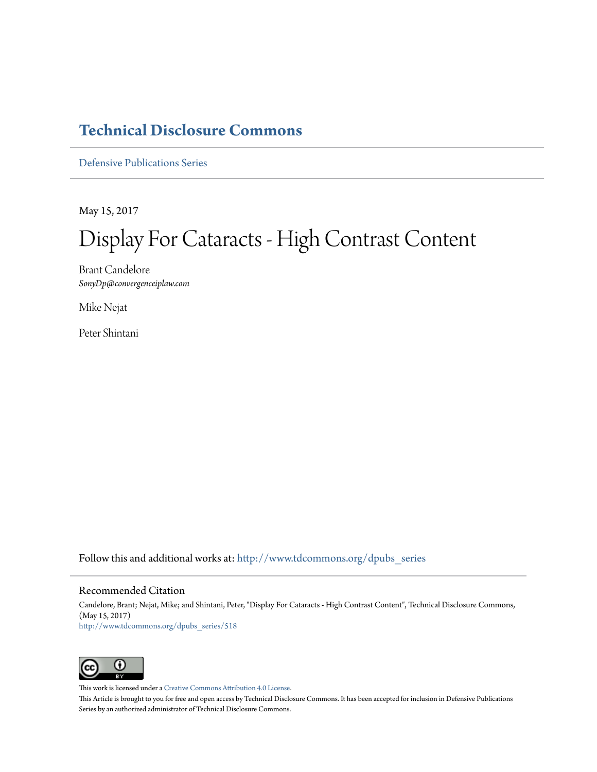# Technical Disclosure Commons

Defensive Publications Series

May 15, 2017

# Display For Cataracts - High Contrast Content

Brant Candelore
*SonyDp@convergenceiplaw.com*

Mike Nejat

Peter Shintani

Follow this and additional works at: http://www.tdcommons.org/dpubs_series

## Recommended Citation

Candelore, Brant; Nejat, Mike; and Shintani, Peter, "Display For Cataracts - High Contrast Content", Technical Disclosure Commons, (May 15, 2017)
http://www.tdcommons.org/dpubs_series/518

This work is licensed under a Creative Commons Attribution 4.0 License.
This Article is brought to you for free and open access by Technical Disclosure Commons. It has been accepted for inclusion in Defensive Publications Series by an authorized administrator of Technical Disclosure Commons.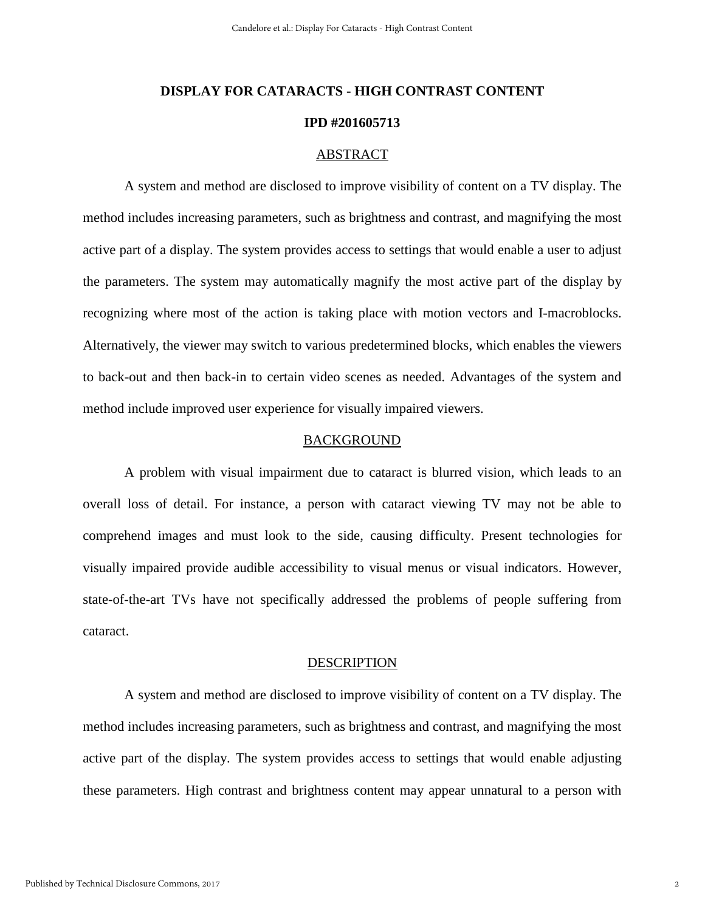# DISPLAY FOR CATARACTS - HIGH CONTRAST CONTENT

## IPD #201605713

## ABSTRACT

A system and method are disclosed to improve visibility of content on a TV display. The method includes increasing parameters, such as brightness and contrast, and magnifying the most active part of a display. The system provides access to settings that would enable a user to adjust the parameters. The system may automatically magnify the most active part of the display by recognizing where most of the action is taking place with motion vectors and I-macroblocks. Alternatively, the viewer may switch to various predetermined blocks, which enables the viewers to back-out and then back-in to certain video scenes as needed. Advantages of the system and method include improved user experience for visually impaired viewers.

## BACKGROUND

A problem with visual impairment due to cataract is blurred vision, which leads to an overall loss of detail. For instance, a person with cataract viewing TV may not be able to comprehend images and must look to the side, causing difficulty. Present technologies for visually impaired provide audible accessibility to visual menus or visual indicators. However, state-of-the-art TVs have not specifically addressed the problems of people suffering from cataract.

## DESCRIPTION

A system and method are disclosed to improve visibility of content on a TV display. The method includes increasing parameters, such as brightness and contrast, and magnifying the most active part of the display. The system provides access to settings that would enable adjusting these parameters. High contrast and brightness content may appear unnatural to a person with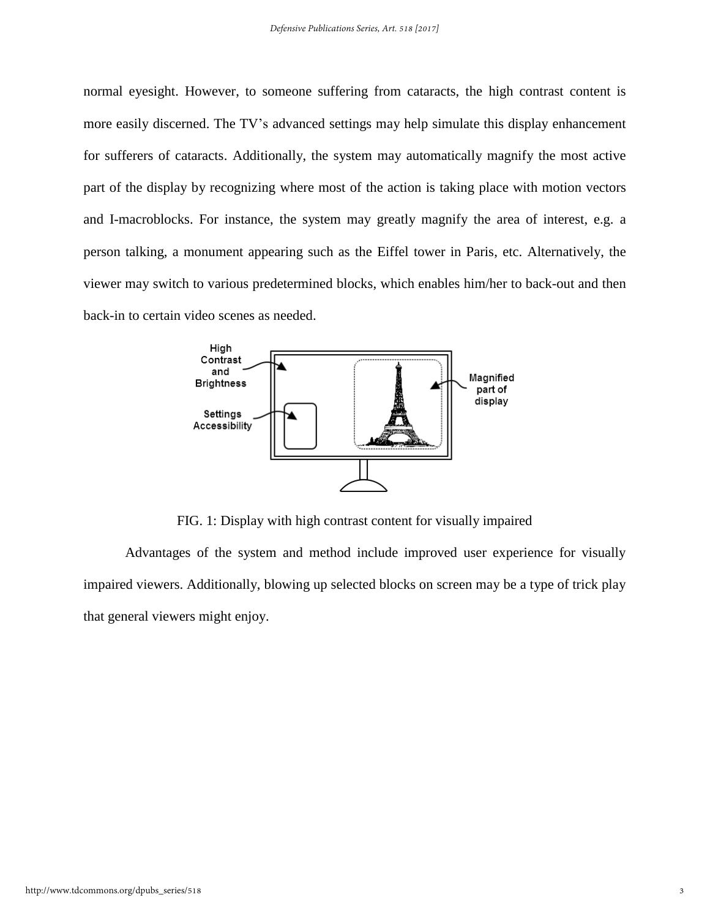normal eyesight. However, to someone suffering from cataracts, the high contrast content is more easily discerned. The TV's advanced settings may help simulate this display enhancement for sufferers of cataracts. Additionally, the system may automatically magnify the most active part of the display by recognizing where most of the action is taking place with motion vectors and I-macroblocks. For instance, the system may greatly magnify the area of interest, e.g. a person talking, a monument appearing such as the Eiffel tower in Paris, etc. Alternatively, the viewer may switch to various predetermined blocks, which enables him/her to back-out and then back-in to certain video scenes as needed.

High Contrast and Brightness

Settings Accessibility

Magnified part of display

FIG. 1: Display with high contrast content for visually impaired

Advantages of the system and method include improved user experience for visually impaired viewers. Additionally, blowing up selected blocks on screen may be a type of trick play that general viewers might enjoy.